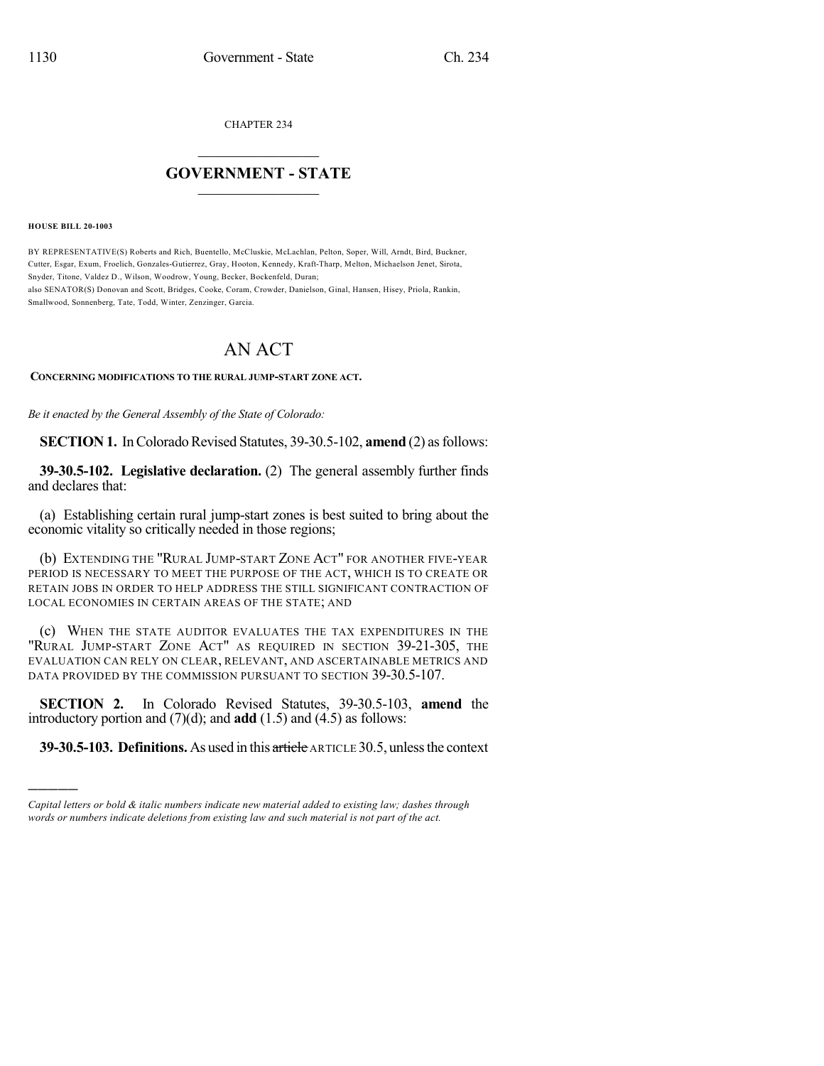CHAPTER 234

# GOVERNMENT - STATE

**HOUSE BILL 20-1003**

BY REPRESENTATIVE(S) Roberts and Rich, Buentello, McCluskie, McLachlan, Pelton, Soper, Will, Arndt, Bird, Buckner, Cutter, Esgar, Exum, Froelich, Gonzales-Gutierrez, Gray, Hooton, Kennedy, Kraft-Tharp, Melton, Michaelson Jenet, Sirota, Snyder, Titone, Valdez D., Wilson, Woodrow, Young, Becker, Bockenfeld, Duran;
also SENATOR(S) Donovan and Scott, Bridges, Cooke, Coram, Crowder, Danielson, Ginal, Hansen, Hisey, Priola, Rankin, Smallwood, Sonnenberg, Tate, Todd, Winter, Zenzinger, Garcia.

# AN ACT

**CONCERNING MODIFICATIONS TO THE RURAL JUMP-START ZONE ACT.**

*Be it enacted by the General Assembly of the State of Colorado:*

**SECTION 1.** In Colorado Revised Statutes, 39-30.5-102, **amend** (2) as follows:

**39-30.5-102. Legislative declaration.** (2) The general assembly further finds and declares that:

(a) Establishing certain rural jump-start zones is best suited to bring about the economic vitality so critically needed in those regions;

(b) EXTENDING THE "RURAL JUMP-START ZONE ACT" FOR ANOTHER FIVE-YEAR PERIOD IS NECESSARY TO MEET THE PURPOSE OF THE ACT, WHICH IS TO CREATE OR RETAIN JOBS IN ORDER TO HELP ADDRESS THE STILL SIGNIFICANT CONTRACTION OF LOCAL ECONOMIES IN CERTAIN AREAS OF THE STATE; AND

(c) WHEN THE STATE AUDITOR EVALUATES THE TAX EXPENDITURES IN THE "RURAL JUMP-START ZONE ACT" AS REQUIRED IN SECTION 39-21-305, THE EVALUATION CAN RELY ON CLEAR, RELEVANT, AND ASCERTAINABLE METRICS AND DATA PROVIDED BY THE COMMISSION PURSUANT TO SECTION 39-30.5-107.

**SECTION 2.** In Colorado Revised Statutes, 39-30.5-103, **amend** the introductory portion and (7)(d); and **add** (1.5) and (4.5) as follows:

**39-30.5-103. Definitions.** As used in this ~~article~~ ARTICLE 30.5, unless the context

---

*Capital letters or bold & italic numbers indicate new material added to existing law; dashes through words or numbers indicate deletions from existing law and such material is not part of the act.*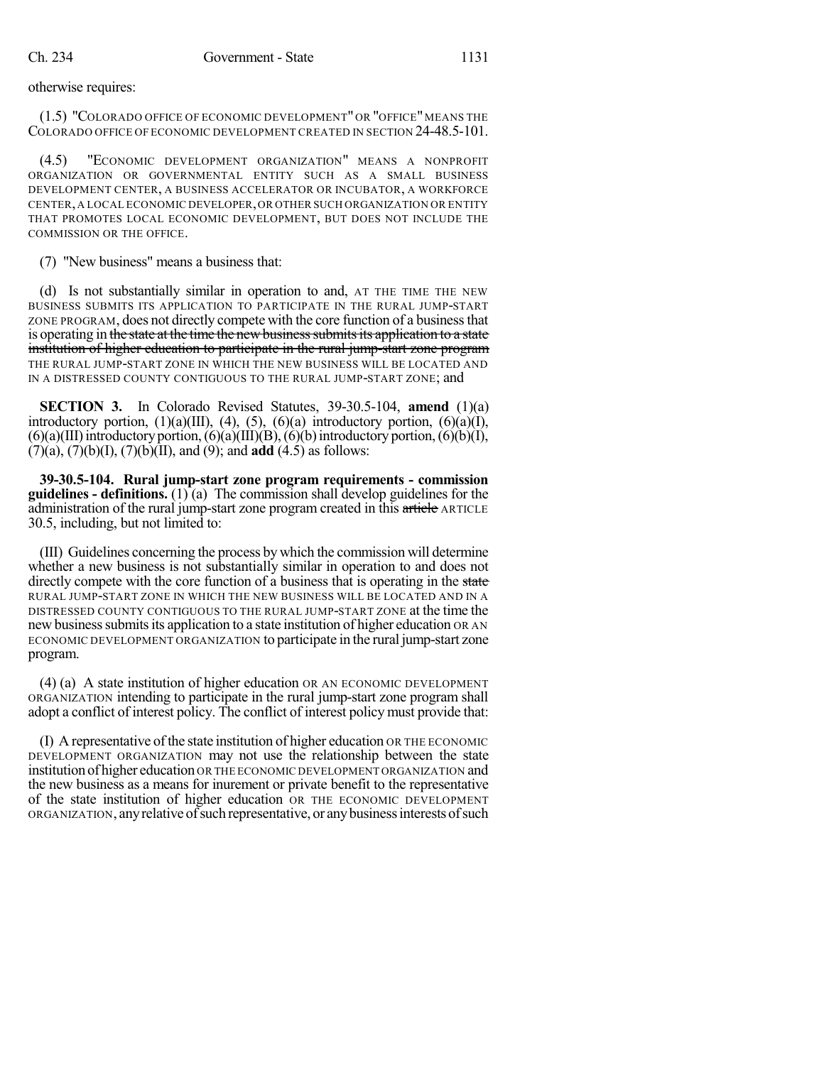otherwise requires:

(1.5) "COLORADO OFFICE OF ECONOMIC DEVELOPMENT" OR "OFFICE" MEANS THE COLORADO OFFICE OF ECONOMIC DEVELOPMENT CREATED IN SECTION 24-48.5-101.

(4.5) "ECONOMIC DEVELOPMENT ORGANIZATION" MEANS A NONPROFIT ORGANIZATION OR GOVERNMENTAL ENTITY SUCH AS A SMALL BUSINESS DEVELOPMENT CENTER, A BUSINESS ACCELERATOR OR INCUBATOR, A WORKFORCE CENTER, A LOCAL ECONOMIC DEVELOPER, OR OTHER SUCH ORGANIZATION OR ENTITY THAT PROMOTES LOCAL ECONOMIC DEVELOPMENT, BUT DOES NOT INCLUDE THE COMMISSION OR THE OFFICE.

(7) "New business" means a business that:

(d) Is not substantially similar in operation to and, AT THE TIME THE NEW BUSINESS SUBMITS ITS APPLICATION TO PARTICIPATE IN THE RURAL JUMP-START ZONE PROGRAM, does not directly compete with the core function of a business that is operating in ~~the state at the time the new business submits its application to a state institution of higher education to participate in the rural jump-start zone program~~ THE RURAL JUMP-START ZONE IN WHICH THE NEW BUSINESS WILL BE LOCATED AND IN A DISTRESSED COUNTY CONTIGUOUS TO THE RURAL JUMP-START ZONE; and

**SECTION 3.** In Colorado Revised Statutes, 39-30.5-104, **amend** (1)(a) introductory portion, (1)(a)(III), (4), (5), (6)(a) introductory portion, (6)(a)(I), (6)(a)(III) introductory portion, (6)(a)(III)(B), (6)(b) introductory portion, (6)(b)(I), (7)(a), (7)(b)(I), (7)(b)(II), and (9); and **add** (4.5) as follows:

**39-30.5-104. Rural jump-start zone program requirements - commission guidelines - definitions.** (1) (a) The commission shall develop guidelines for the administration of the rural jump-start zone program created in this ~~article~~ ARTICLE 30.5, including, but not limited to:

(III) Guidelines concerning the process by which the commission will determine whether a new business is not substantially similar in operation to and does not directly compete with the core function of a business that is operating in the ~~state~~ RURAL JUMP-START ZONE IN WHICH THE NEW BUSINESS WILL BE LOCATED AND IN A DISTRESSED COUNTY CONTIGUOUS TO THE RURAL JUMP-START ZONE at the time the new business submits its application to a state institution of higher education OR AN ECONOMIC DEVELOPMENT ORGANIZATION to participate in the rural jump-start zone program.

(4) (a) A state institution of higher education OR AN ECONOMIC DEVELOPMENT ORGANIZATION intending to participate in the rural jump-start zone program shall adopt a conflict of interest policy. The conflict of interest policy must provide that:

(I) A representative of the state institution of higher education OR THE ECONOMIC DEVELOPMENT ORGANIZATION may not use the relationship between the state institution of higher education OR THE ECONOMIC DEVELOPMENT ORGANIZATION and the new business as a means for inurement or private benefit to the representative of the state institution of higher education OR THE ECONOMIC DEVELOPMENT ORGANIZATION, any relative of such representative, or any business interests of such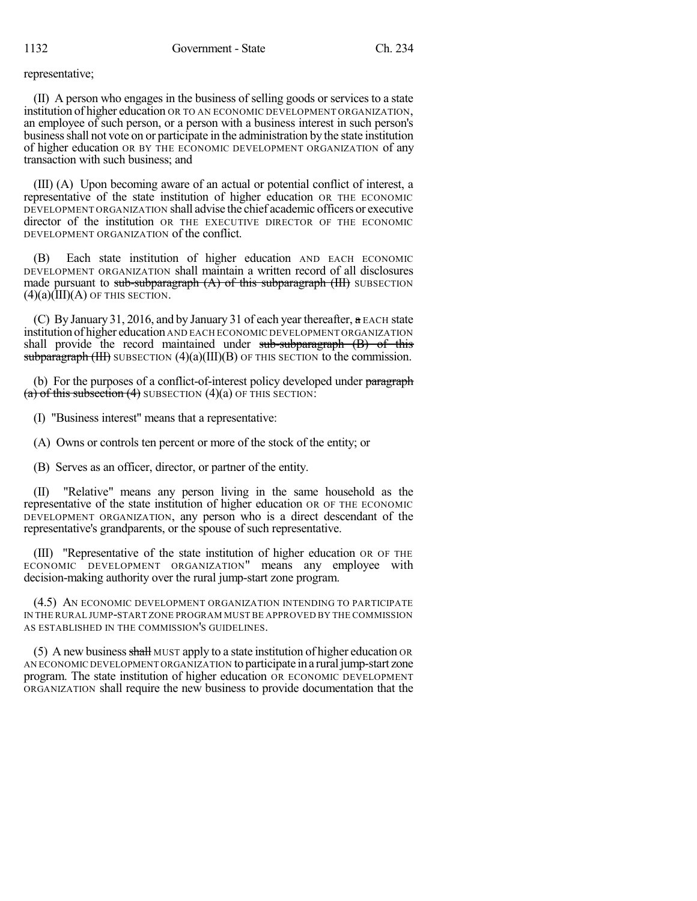representative;

(II) A person who engages in the business of selling goods or services to a state institution of higher education OR TO AN ECONOMIC DEVELOPMENT ORGANIZATION, an employee of such person, or a person with a business interest in such person's business shall not vote on or participate in the administration by the state institution of higher education OR BY THE ECONOMIC DEVELOPMENT ORGANIZATION of any transaction with such business; and

(III) (A) Upon becoming aware of an actual or potential conflict of interest, a representative of the state institution of higher education OR THE ECONOMIC DEVELOPMENT ORGANIZATION shall advise the chief academic officers or executive director of the institution OR THE EXECUTIVE DIRECTOR OF THE ECONOMIC DEVELOPMENT ORGANIZATION of the conflict.

(B) Each state institution of higher education AND EACH ECONOMIC DEVELOPMENT ORGANIZATION shall maintain a written record of all disclosures made pursuant to ~~sub-subparagraph (A) of this subparagraph (III)~~ SUBSECTION (4)(a)(III)(A) OF THIS SECTION.

(C) By January 31, 2016, and by January 31 of each year thereafter, ~~a~~ EACH state institution of higher education AND EACH ECONOMIC DEVELOPMENT ORGANIZATION shall provide the record maintained under ~~sub-subparagraph (B) of this subparagraph (III)~~ SUBSECTION (4)(a)(III)(B) OF THIS SECTION to the commission.

(b) For the purposes of a conflict-of-interest policy developed under ~~paragraph (a) of this subsection (4)~~ SUBSECTION (4)(a) OF THIS SECTION:

(I) "Business interest" means that a representative:

(A) Owns or controls ten percent or more of the stock of the entity; or

(B) Serves as an officer, director, or partner of the entity.

(II) "Relative" means any person living in the same household as the representative of the state institution of higher education OR OF THE ECONOMIC DEVELOPMENT ORGANIZATION, any person who is a direct descendant of the representative's grandparents, or the spouse of such representative.

(III) "Representative of the state institution of higher education OR OF THE ECONOMIC DEVELOPMENT ORGANIZATION" means any employee with decision-making authority over the rural jump-start zone program.

(4.5) AN ECONOMIC DEVELOPMENT ORGANIZATION INTENDING TO PARTICIPATE IN THE RURAL JUMP-START ZONE PROGRAM MUST BE APPROVED BY THE COMMISSION AS ESTABLISHED IN THE COMMISSION'S GUIDELINES.

(5) A new business ~~shall~~ MUST apply to a state institution of higher education OR AN ECONOMIC DEVELOPMENT ORGANIZATION to participate in a rural jump-start zone program. The state institution of higher education OR ECONOMIC DEVELOPMENT ORGANIZATION shall require the new business to provide documentation that the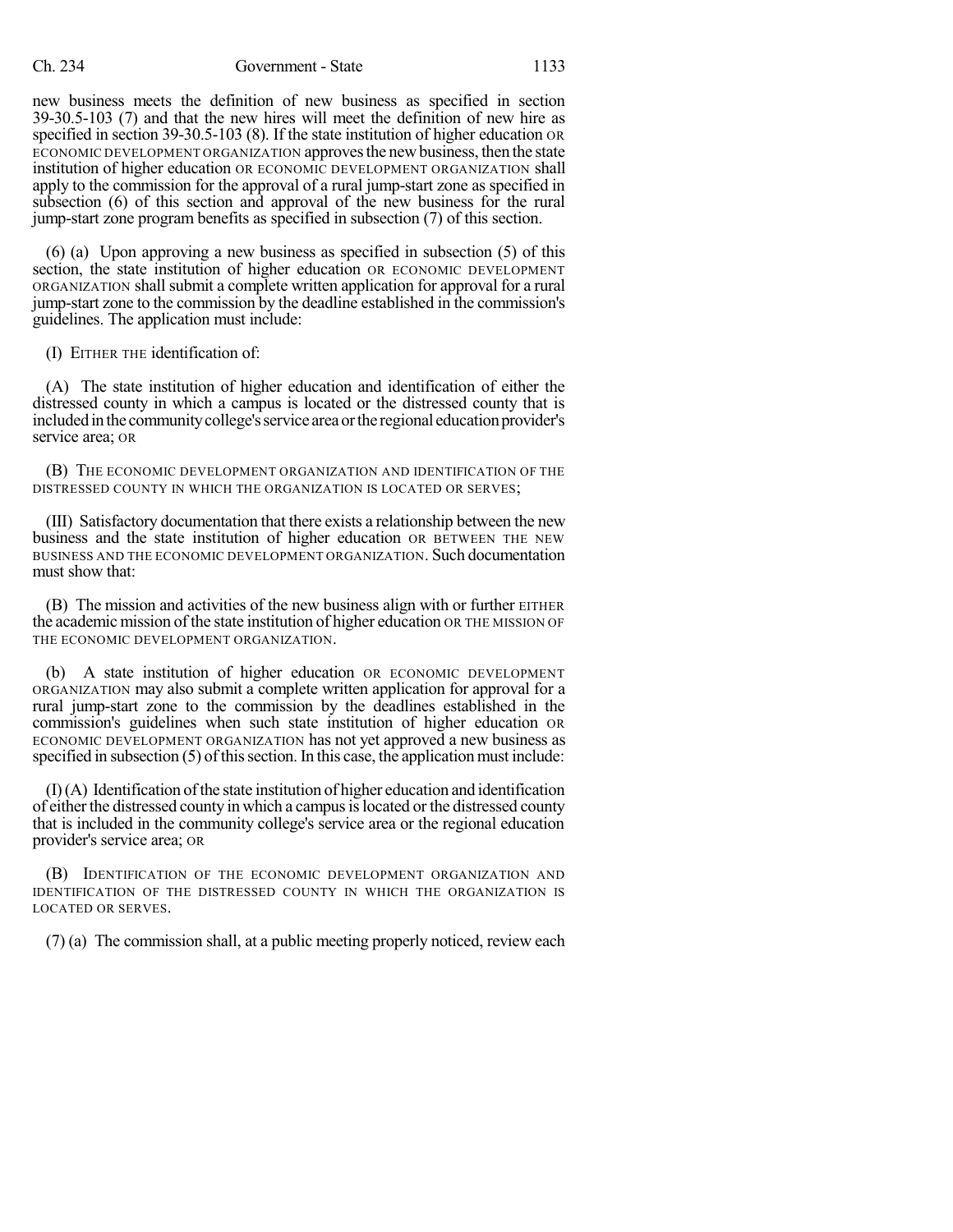new business meets the definition of new business as specified in section 39-30.5-103 (7) and that the new hires will meet the definition of new hire as specified in section 39-30.5-103 (8). If the state institution of higher education OR ECONOMIC DEVELOPMENT ORGANIZATION approves the new business, then the state institution of higher education OR ECONOMIC DEVELOPMENT ORGANIZATION shall apply to the commission for the approval of a rural jump-start zone as specified in subsection (6) of this section and approval of the new business for the rural jump-start zone program benefits as specified in subsection (7) of this section.

(6) (a) Upon approving a new business as specified in subsection (5) of this section, the state institution of higher education OR ECONOMIC DEVELOPMENT ORGANIZATION shall submit a complete written application for approval for a rural jump-start zone to the commission by the deadline established in the commission's guidelines. The application must include:

(I) EITHER THE identification of:

(A) The state institution of higher education and identification of either the distressed county in which a campus is located or the distressed county that is included in the community college's service area or the regional education provider's service area; OR

(B) THE ECONOMIC DEVELOPMENT ORGANIZATION AND IDENTIFICATION OF THE DISTRESSED COUNTY IN WHICH THE ORGANIZATION IS LOCATED OR SERVES;

(III) Satisfactory documentation that there exists a relationship between the new business and the state institution of higher education OR BETWEEN THE NEW BUSINESS AND THE ECONOMIC DEVELOPMENT ORGANIZATION. Such documentation must show that:

(B) The mission and activities of the new business align with or further EITHER the academic mission of the state institution of higher education OR THE MISSION OF THE ECONOMIC DEVELOPMENT ORGANIZATION.

(b) A state institution of higher education OR ECONOMIC DEVELOPMENT ORGANIZATION may also submit a complete written application for approval for a rural jump-start zone to the commission by the deadlines established in the commission's guidelines when such state institution of higher education OR ECONOMIC DEVELOPMENT ORGANIZATION has not yet approved a new business as specified in subsection (5) of this section. In this case, the application must include:

(I) (A) Identification of the state institution of higher education and identification of either the distressed county in which a campus is located or the distressed county that is included in the community college's service area or the regional education provider's service area; OR

(B) IDENTIFICATION OF THE ECONOMIC DEVELOPMENT ORGANIZATION AND IDENTIFICATION OF THE DISTRESSED COUNTY IN WHICH THE ORGANIZATION IS LOCATED OR SERVES.

(7) (a) The commission shall, at a public meeting properly noticed, review each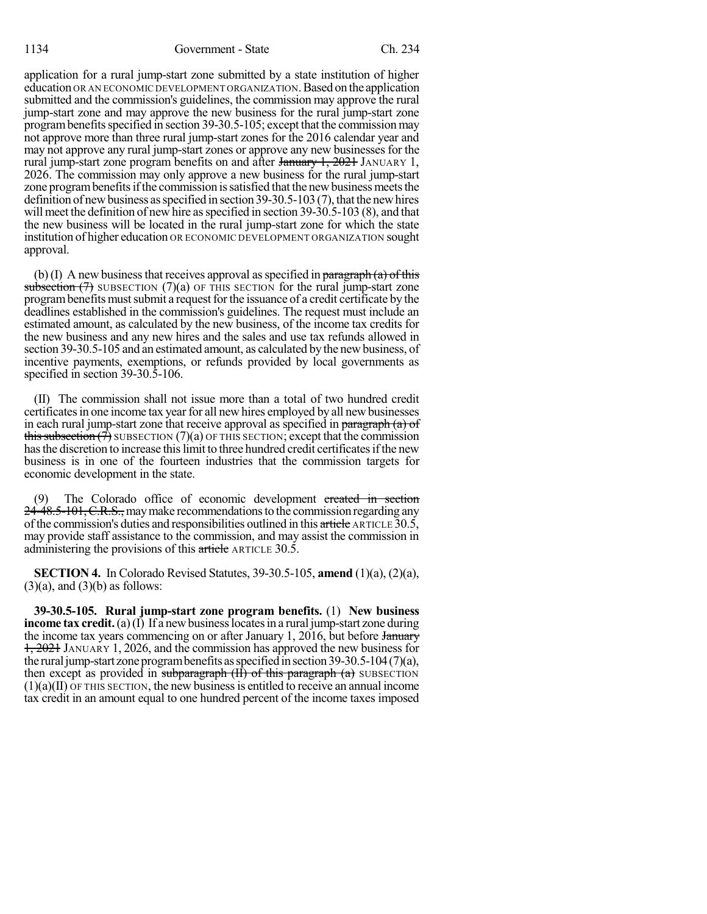application for a rural jump-start zone submitted by a state institution of higher education OR AN ECONOMIC DEVELOPMENT ORGANIZATION. Based on the application submitted and the commission's guidelines, the commission may approve the rural jump-start zone and may approve the new business for the rural jump-start zone program benefits specified in section 39-30.5-105; except that the commission may not approve more than three rural jump-start zones for the 2016 calendar year and may not approve any rural jump-start zones or approve any new businesses for the rural jump-start zone program benefits on and after ~~January 1, 2021~~ JANUARY 1, 2026. The commission may only approve a new business for the rural jump-start zone program benefits if the commission is satisfied that the new business meets the definition of new business as specified in section 39-30.5-103 (7), that the new hires will meet the definition of new hire as specified in section 39-30.5-103 (8), and that the new business will be located in the rural jump-start zone for which the state institution of higher education OR ECONOMIC DEVELOPMENT ORGANIZATION sought approval.

(b) (I) A new business that receives approval as specified in ~~paragraph (a) of this subsection (7)~~ SUBSECTION (7)(a) OF THIS SECTION for the rural jump-start zone program benefits must submit a request for the issuance of a credit certificate by the deadlines established in the commission's guidelines. The request must include an estimated amount, as calculated by the new business, of the income tax credits for the new business and any new hires and the sales and use tax refunds allowed in section 39-30.5-105 and an estimated amount, as calculated by the new business, of incentive payments, exemptions, or refunds provided by local governments as specified in section 39-30.5-106.

(II) The commission shall not issue more than a total of two hundred credit certificates in one income tax year for all new hires employed by all new businesses in each rural jump-start zone that receive approval as specified in ~~paragraph (a) of this subsection (7)~~ SUBSECTION (7)(a) OF THIS SECTION; except that the commission has the discretion to increase this limit to three hundred credit certificates if the new business is in one of the fourteen industries that the commission targets for economic development in the state.

(9) The Colorado office of economic development ~~created in section 24-48.5-101, C.R.S.,~~ may make recommendations to the commission regarding any of the commission's duties and responsibilities outlined in this ~~article~~ ARTICLE 30.5, may provide staff assistance to the commission, and may assist the commission in administering the provisions of this ~~article~~ ARTICLE 30.5.

**SECTION 4.** In Colorado Revised Statutes, 39-30.5-105, **amend** (1)(a), (2)(a), (3)(a), and (3)(b) as follows:

**39-30.5-105. Rural jump-start zone program benefits.** (1) **New business income tax credit.** (a) (I) If a new business locates in a rural jump-start zone during the income tax years commencing on or after January 1, 2016, but before ~~January 1, 2021~~ JANUARY 1, 2026, and the commission has approved the new business for the rural jump-start zone program benefits as specified in section 39-30.5-104 (7)(a), then except as provided in ~~subparagraph (II) of this paragraph (a)~~ SUBSECTION (1)(a)(II) OF THIS SECTION, the new business is entitled to receive an annual income tax credit in an amount equal to one hundred percent of the income taxes imposed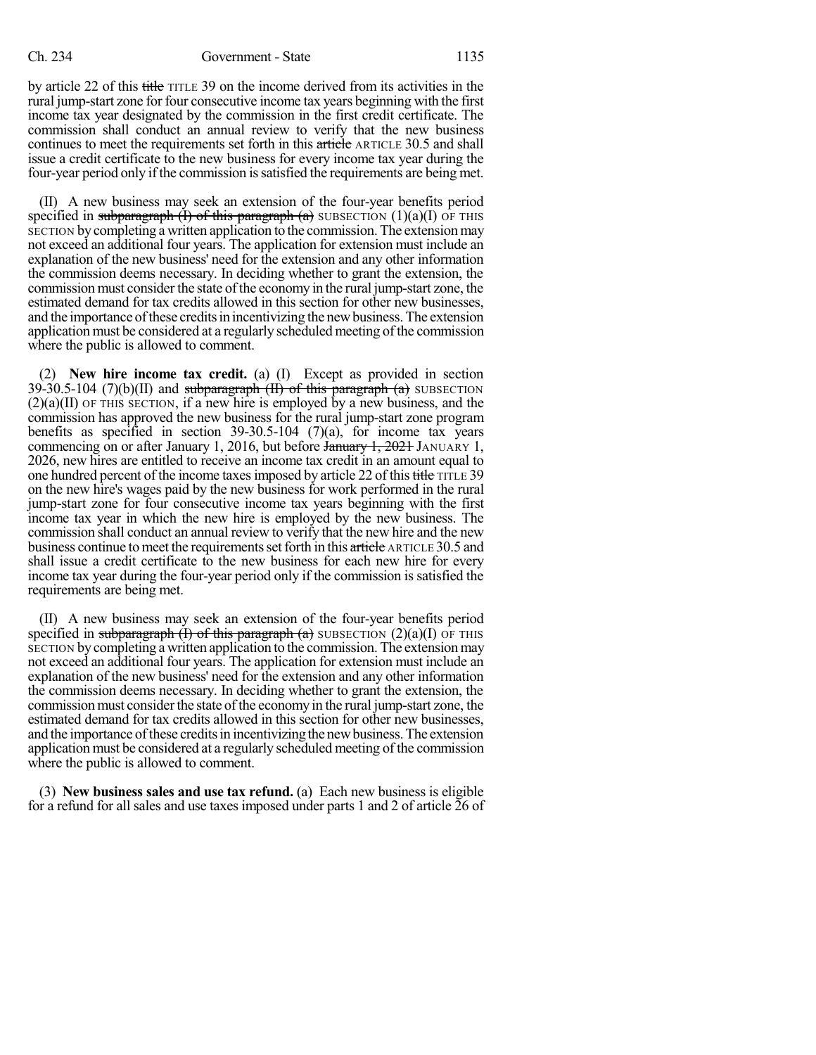by article 22 of this ~~title~~ TITLE 39 on the income derived from its activities in the rural jump-start zone for four consecutive income tax years beginning with the first income tax year designated by the commission in the first credit certificate. The commission shall conduct an annual review to verify that the new business continues to meet the requirements set forth in this ~~article~~ ARTICLE 30.5 and shall issue a credit certificate to the new business for every income tax year during the four-year period only if the commission is satisfied the requirements are being met.

(II) A new business may seek an extension of the four-year benefits period specified in ~~subparagraph (I) of this paragraph (a)~~ SUBSECTION (1)(a)(I) OF THIS SECTION by completing a written application to the commission. The extension may not exceed an additional four years. The application for extension must include an explanation of the new business' need for the extension and any other information the commission deems necessary. In deciding whether to grant the extension, the commission must consider the state of the economy in the rural jump-start zone, the estimated demand for tax credits allowed in this section for other new businesses, and the importance of these credits in incentivizing the new business. The extension application must be considered at a regularly scheduled meeting of the commission where the public is allowed to comment.

(2) **New hire income tax credit.** (a) (I) Except as provided in section 39-30.5-104 (7)(b)(II) and ~~subparagraph (II) of this paragraph (a)~~ SUBSECTION (2)(a)(II) OF THIS SECTION, if a new hire is employed by a new business, and the commission has approved the new business for the rural jump-start zone program benefits as specified in section 39-30.5-104 (7)(a), for income tax years commencing on or after January 1, 2016, but before ~~January 1, 2021~~ JANUARY 1, 2026, new hires are entitled to receive an income tax credit in an amount equal to one hundred percent of the income taxes imposed by article 22 of this ~~title~~ TITLE 39 on the new hire's wages paid by the new business for work performed in the rural jump-start zone for four consecutive income tax years beginning with the first income tax year in which the new hire is employed by the new business. The commission shall conduct an annual review to verify that the new hire and the new business continue to meet the requirements set forth in this ~~article~~ ARTICLE 30.5 and shall issue a credit certificate to the new business for each new hire for every income tax year during the four-year period only if the commission is satisfied the requirements are being met.

(II) A new business may seek an extension of the four-year benefits period specified in ~~subparagraph (I) of this paragraph (a)~~ SUBSECTION (2)(a)(I) OF THIS SECTION by completing a written application to the commission. The extension may not exceed an additional four years. The application for extension must include an explanation of the new business' need for the extension and any other information the commission deems necessary. In deciding whether to grant the extension, the commission must consider the state of the economy in the rural jump-start zone, the estimated demand for tax credits allowed in this section for other new businesses, and the importance of these credits in incentivizing the new business. The extension application must be considered at a regularly scheduled meeting of the commission where the public is allowed to comment.

(3) **New business sales and use tax refund.** (a) Each new business is eligible for a refund for all sales and use taxes imposed under parts 1 and 2 of article 26 of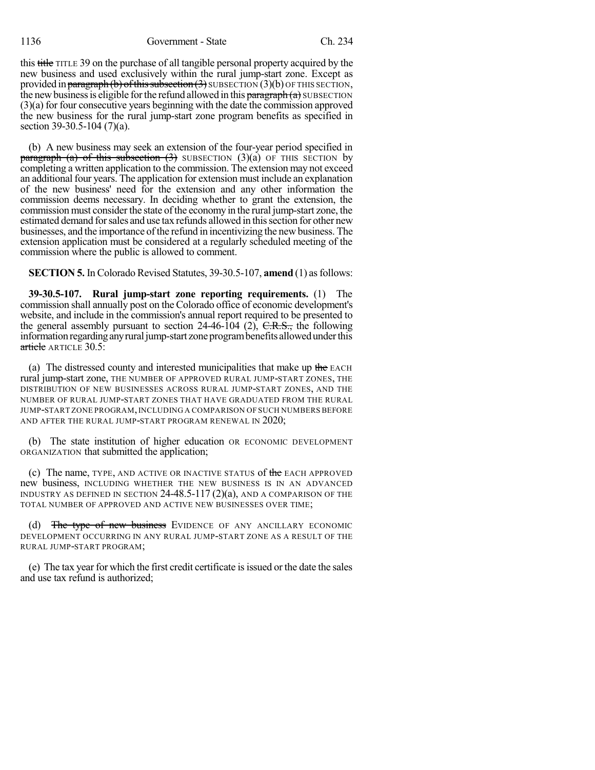this ~~title~~ TITLE 39 on the purchase of all tangible personal property acquired by the new business and used exclusively within the rural jump-start zone. Except as provided in ~~paragraph (b) of this subsection (3)~~ SUBSECTION (3)(b) OF THIS SECTION, the new business is eligible for the refund allowed in this ~~paragraph (a)~~ SUBSECTION (3)(a) for four consecutive years beginning with the date the commission approved the new business for the rural jump-start zone program benefits as specified in section 39-30.5-104 (7)(a).

(b) A new business may seek an extension of the four-year period specified in ~~paragraph (a) of this subsection (3)~~ SUBSECTION (3)(a) OF THIS SECTION by completing a written application to the commission. The extension may not exceed an additional four years. The application for extension must include an explanation of the new business' need for the extension and any other information the commission deems necessary. In deciding whether to grant the extension, the commission must consider the state of the economy in the rural jump-start zone, the estimated demand for sales and use tax refunds allowed in this section for other new businesses, and the importance of the refund in incentivizing the new business. The extension application must be considered at a regularly scheduled meeting of the commission where the public is allowed to comment.

**SECTION 5.** In Colorado Revised Statutes, 39-30.5-107, **amend** (1) as follows:

**39-30.5-107. Rural jump-start zone reporting requirements.** (1) The commission shall annually post on the Colorado office of economic development's website, and include in the commission's annual report required to be presented to the general assembly pursuant to section 24-46-104 (2), ~~C.R.S.,~~ the following information regarding any rural jump-start zone program benefits allowed under this ~~article~~ ARTICLE 30.5:

(a) The distressed county and interested municipalities that make up ~~the~~ EACH rural jump-start zone, THE NUMBER OF APPROVED RURAL JUMP-START ZONES, THE DISTRIBUTION OF NEW BUSINESSES ACROSS RURAL JUMP-START ZONES, AND THE NUMBER OF RURAL JUMP-START ZONES THAT HAVE GRADUATED FROM THE RURAL JUMP-START ZONE PROGRAM, INCLUDING A COMPARISON OF SUCH NUMBERS BEFORE AND AFTER THE RURAL JUMP-START PROGRAM RENEWAL IN 2020;

(b) The state institution of higher education OR ECONOMIC DEVELOPMENT ORGANIZATION that submitted the application;

(c) The name, TYPE, AND ACTIVE OR INACTIVE STATUS of ~~the~~ EACH APPROVED new business, INCLUDING WHETHER THE NEW BUSINESS IS IN AN ADVANCED INDUSTRY AS DEFINED IN SECTION 24-48.5-117 (2)(a), AND A COMPARISON OF THE TOTAL NUMBER OF APPROVED AND ACTIVE NEW BUSINESSES OVER TIME;

(d) ~~The type of new business~~ EVIDENCE OF ANY ANCILLARY ECONOMIC DEVELOPMENT OCCURRING IN ANY RURAL JUMP-START ZONE AS A RESULT OF THE RURAL JUMP-START PROGRAM;

(e) The tax year for which the first credit certificate is issued or the date the sales and use tax refund is authorized;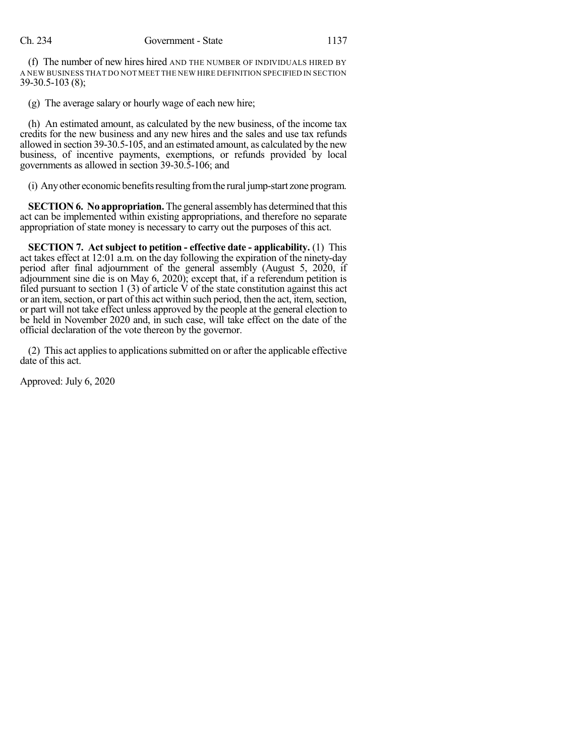(f) The number of new hires hired AND THE NUMBER OF INDIVIDUALS HIRED BY A NEW BUSINESS THAT DO NOT MEET THE NEW HIRE DEFINITION SPECIFIED IN SECTION 39-30.5-103 (8);

(g) The average salary or hourly wage of each new hire;

(h) An estimated amount, as calculated by the new business, of the income tax credits for the new business and any new hires and the sales and use tax refunds allowed in section 39-30.5-105, and an estimated amount, as calculated by the new business, of incentive payments, exemptions, or refunds provided by local governments as allowed in section 39-30.5-106; and

(i) Any other economic benefits resulting from the rural jump-start zone program.

**SECTION 6. No appropriation.** The general assembly has determined that this act can be implemented within existing appropriations, and therefore no separate appropriation of state money is necessary to carry out the purposes of this act.

**SECTION 7. Act subject to petition - effective date - applicability.** (1) This act takes effect at 12:01 a.m. on the day following the expiration of the ninety-day period after final adjournment of the general assembly (August 5, 2020, if adjournment sine die is on May 6, 2020); except that, if a referendum petition is filed pursuant to section 1 (3) of article V of the state constitution against this act or an item, section, or part of this act within such period, then the act, item, section, or part will not take effect unless approved by the people at the general election to be held in November 2020 and, in such case, will take effect on the date of the official declaration of the vote thereon by the governor.

(2) This act applies to applications submitted on or after the applicable effective date of this act.

Approved: July 6, 2020